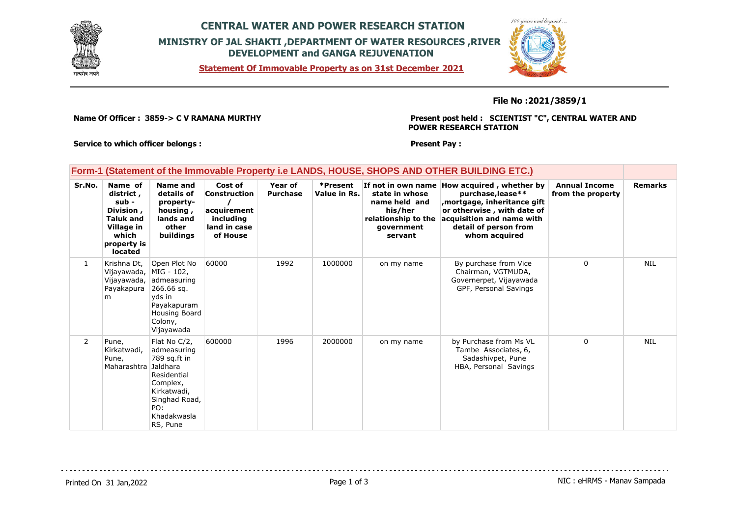# CENTRAL WATER AND POWER RESEARCH STATION

## MINISTRY OF JAL SHAKTI ,DEPARTMENT OF WATER RESOURCES ,RIVER DEVELOPMENT and GANGA REJUVENATION

**Statement Of Immovable Property as on 31st December 2021**

**File No :2021/3859/1**

**Name Of Officer : 3859-> C V RAMANA MURTHY**

**Present post held : SCIENTIST "C", CENTRAL WATER AND POWER RESEARCH STATION**

**Service to which officer belongs :**

**Present Pay :**

### Form-1 (Statement of the Immovable Property i.e LANDS, HOUSE, SHOPS AND OTHER BUILDING ETC.)

| Sr.No. | Name of district , sub - Division , Taluk and Village in which property is located | Name and details of property-housing , lands and other buildings | Cost of Construction / acquirement including land in case of House | Year of Purchase | *Present Value in Rs. | If not in own name state in whose name held and his/her relationship to the government servant | How acquired , whether by purchase,lease** ,mortgage, inheritance gift or otherwise , with date of acquisition and name with detail of person from whom acquired | Annual Income from the property | Remarks |
|---|---|---|---|---|---|---|---|---|---|
| 1 | Krishna Dt, Vijayawada, Vijayawada, Payakapuram | Open Plot No MIG - 102, admeasuring 266.66 sq. yds in Payakapuram Housing Board Colony, Vijayawada | 60000 | 1992 | 1000000 | on my name | By purchase from Vice Chairman, VGTMUDA, Governerpet, Vijayawada GPF, Personal Savings | 0 | NIL |
| 2 | Pune, Kirkatwadi, Pune, Maharashtra | Flat No C/2, admeasuring 789 sq.ft in Jaldhara Residential Complex, Kirkatwadi, Singhad Road, PO: Khadakwasla RS, Pune | 600000 | 1996 | 2000000 | on my name | by Purchase from Ms VL Tambe Associates, 6, Sadashivpet, Pune HBA, Personal Savings | 0 | NIL |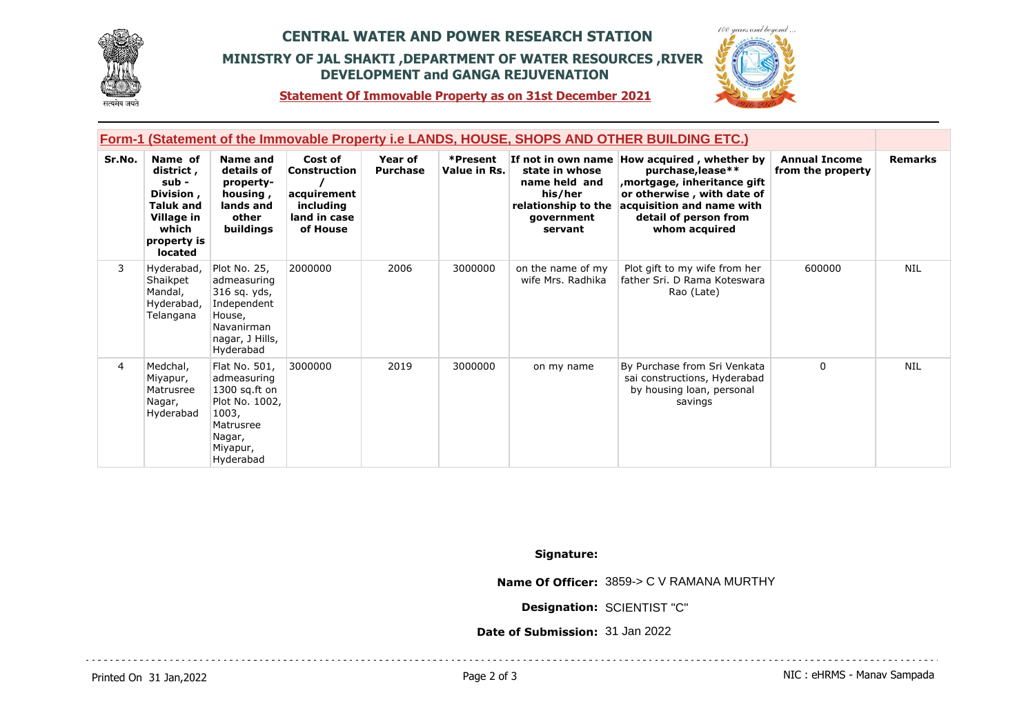# CENTRAL WATER AND POWER RESEARCH STATION

## MINISTRY OF JAL SHAKTI ,DEPARTMENT OF WATER RESOURCES ,RIVER DEVELOPMENT and GANGA REJUVENATION

**Statement Of Immovable Property as on 31st December 2021**

### Form-1 (Statement of the Immovable Property i.e LANDS, HOUSE, SHOPS AND OTHER BUILDING ETC.)

| Sr.No. | Name of district , sub - Division , Taluk and Village in which property is located | Name and details of property- housing , lands and other buildings | Cost of Construction / acquirement including land in case of House | Year of Purchase | *Present Value in Rs. | If not in own name state in whose name held and his/her relationship to the government servant | How acquired , whether by purchase,lease** ,mortgage, inheritance gift or otherwise , with date of acquisition and name with detail of person from whom acquired | Annual Income from the property | Remarks |
|---|---|---|---|---|---|---|---|---|---|
| 3 | Hyderabad, Shaikpet Mandal, Hyderabad, Telangana | Plot No. 25, admeasuring 316 sq. yds, Independent House, Navanirman nagar, J Hills, Hyderabad | 2000000 | 2006 | 3000000 | on the name of my wife Mrs. Radhika | Plot gift to my wife from her father Sri. D Rama Koteswara Rao (Late) | 600000 | NIL |
| 4 | Medchal, Miyapur, Matrusree Nagar, Hyderabad | Flat No. 501, admeasuring 1300 sq.ft on Plot No. 1002, 1003, Matrusree Nagar, Miyapur, Hyderabad | 3000000 | 2019 | 3000000 | on my name | By Purchase from Sri Venkata sai constructions, Hyderabad by housing loan, personal savings | 0 | NIL |

**Signature:**

**Name Of Officer:** 3859-> C V RAMANA MURTHY

**Designation:** SCIENTIST "C"

**Date of Submission:** 31 Jan 2022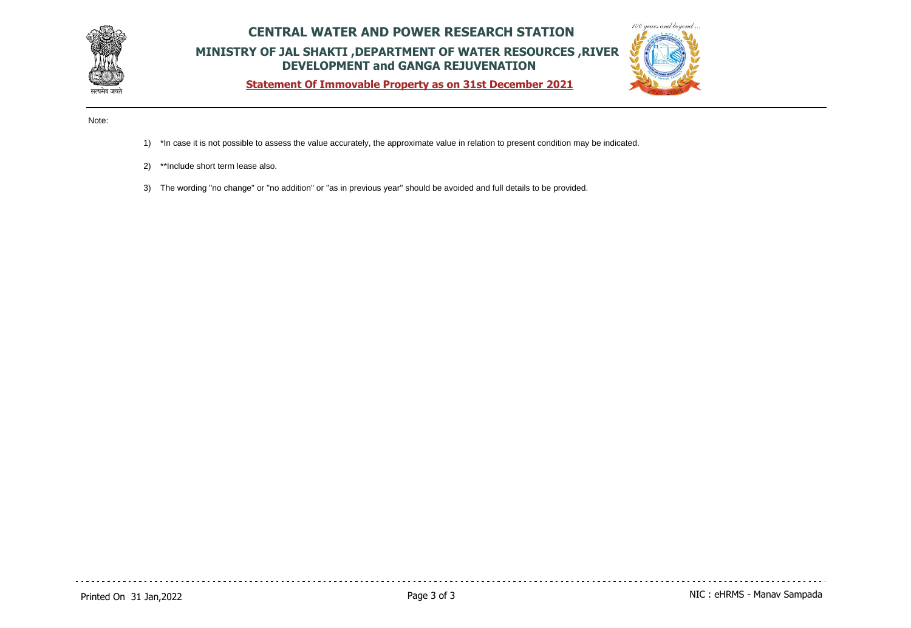Note:

1) *In case it is not possible to assess the value accurately, the approximate value in relation to present condition may be indicated.

2) **Include short term lease also.

3) The wording "no change" or "no addition" or "as in previous year" should be avoided and full details to be provided.